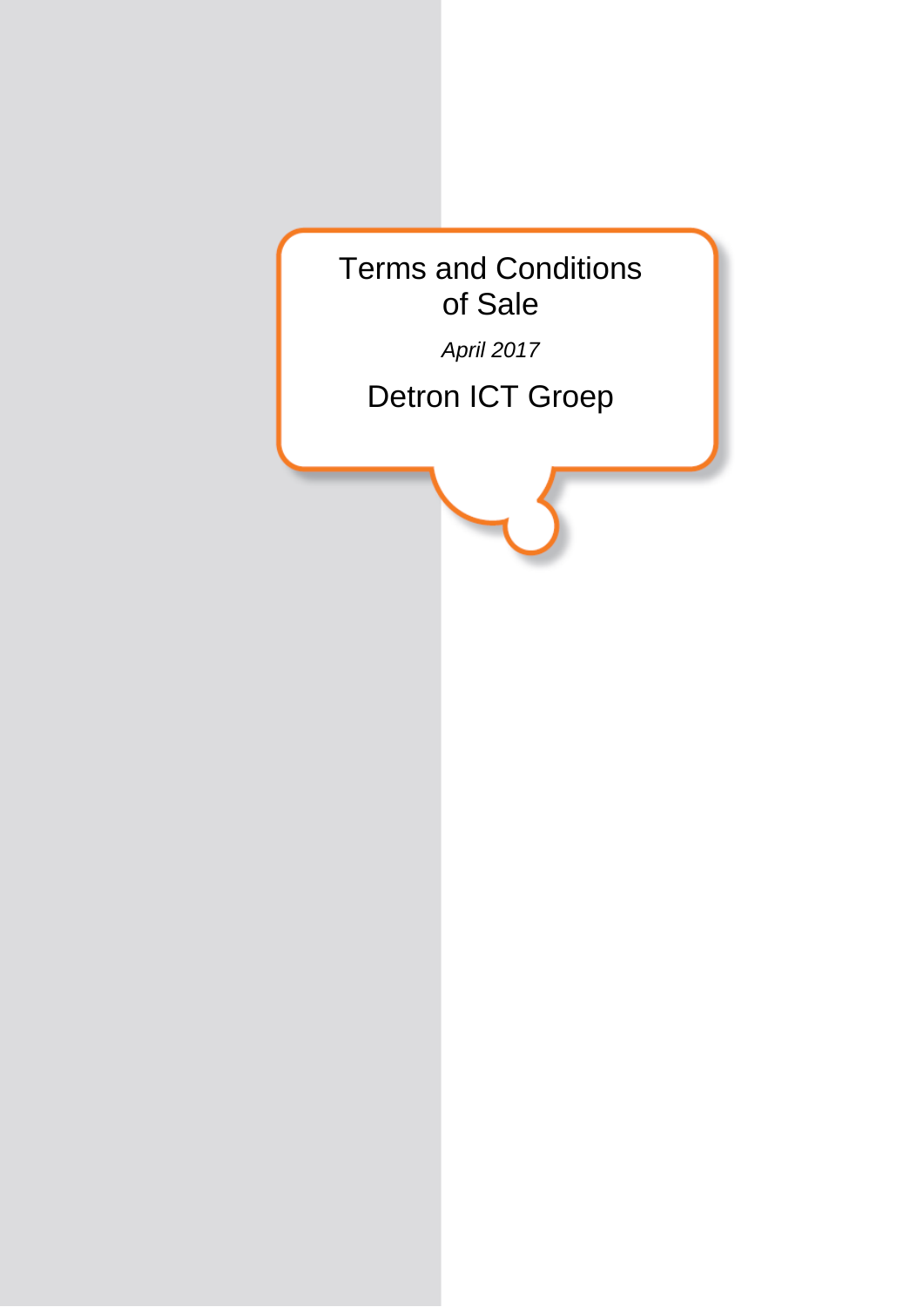# Terms and Conditions of Sale

*April 2017*

## Detron ICT Groep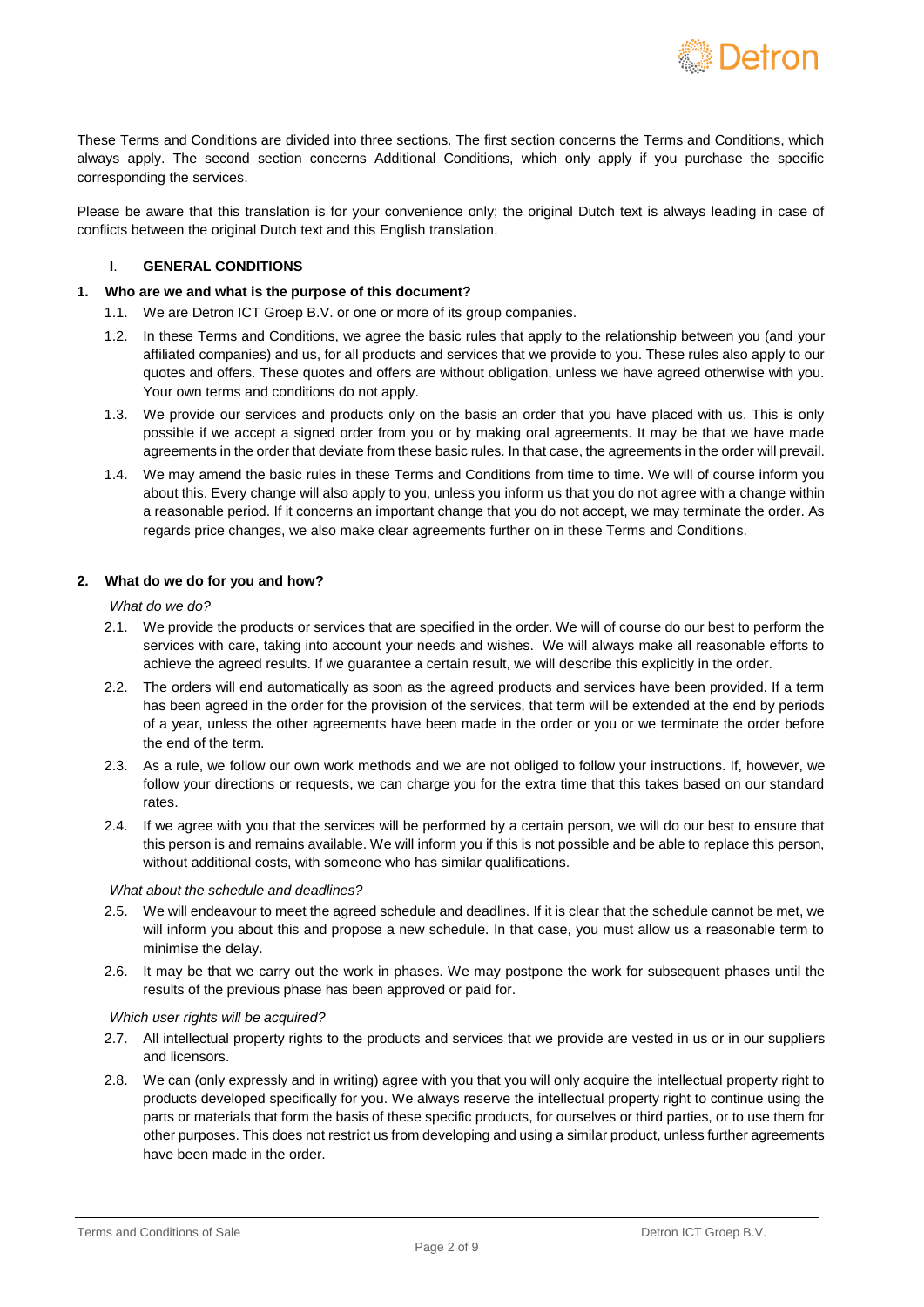These Terms and Conditions are divided into three sections. The first section concerns the Terms and Conditions, which always apply. The second section concerns Additional Conditions, which only apply if you purchase the specific corresponding the services.

Please be aware that this translation is for your convenience only; the original Dutch text is always leading in case of conflicts between the original Dutch text and this English translation.

## I. GENERAL CONDITIONS

### 1. Who are we and what is the purpose of this document?

1.1. We are Detron ICT Groep B.V. or one or more of its group companies.

1.2. In these Terms and Conditions, we agree the basic rules that apply to the relationship between you (and your affiliated companies) and us, for all products and services that we provide to you. These rules also apply to our quotes and offers. These quotes and offers are without obligation, unless we have agreed otherwise with you. Your own terms and conditions do not apply.

1.3. We provide our services and products only on the basis an order that you have placed with us. This is only possible if we accept a signed order from you or by making oral agreements. It may be that we have made agreements in the order that deviate from these basic rules. In that case, the agreements in the order will prevail.

1.4. We may amend the basic rules in these Terms and Conditions from time to time. We will of course inform you about this. Every change will also apply to you, unless you inform us that you do not agree with a change within a reasonable period. If it concerns an important change that you do not accept, we may terminate the order. As regards price changes, we also make clear agreements further on in these Terms and Conditions.

### 2. What do we do for you and how?

*What do we do?*

2.1. We provide the products or services that are specified in the order. We will of course do our best to perform the services with care, taking into account your needs and wishes. We will always make all reasonable efforts to achieve the agreed results. If we guarantee a certain result, we will describe this explicitly in the order.

2.2. The orders will end automatically as soon as the agreed products and services have been provided. If a term has been agreed in the order for the provision of the services, that term will be extended at the end by periods of a year, unless the other agreements have been made in the order or you or we terminate the order before the end of the term.

2.3. As a rule, we follow our own work methods and we are not obliged to follow your instructions. If, however, we follow your directions or requests, we can charge you for the extra time that this takes based on our standard rates.

2.4. If we agree with you that the services will be performed by a certain person, we will do our best to ensure that this person is and remains available. We will inform you if this is not possible and be able to replace this person, without additional costs, with someone who has similar qualifications.

*What about the schedule and deadlines?*

2.5. We will endeavour to meet the agreed schedule and deadlines. If it is clear that the schedule cannot be met, we will inform you about this and propose a new schedule. In that case, you must allow us a reasonable term to minimise the delay.

2.6. It may be that we carry out the work in phases. We may postpone the work for subsequent phases until the results of the previous phase has been approved or paid for.

*Which user rights will be acquired?*

2.7. All intellectual property rights to the products and services that we provide are vested in us or in our suppliers and licensors.

2.8. We can (only expressly and in writing) agree with you that you will only acquire the intellectual property right to products developed specifically for you. We always reserve the intellectual property right to continue using the parts or materials that form the basis of these specific products, for ourselves or third parties, or to use them for other purposes. This does not restrict us from developing and using a similar product, unless further agreements have been made in the order.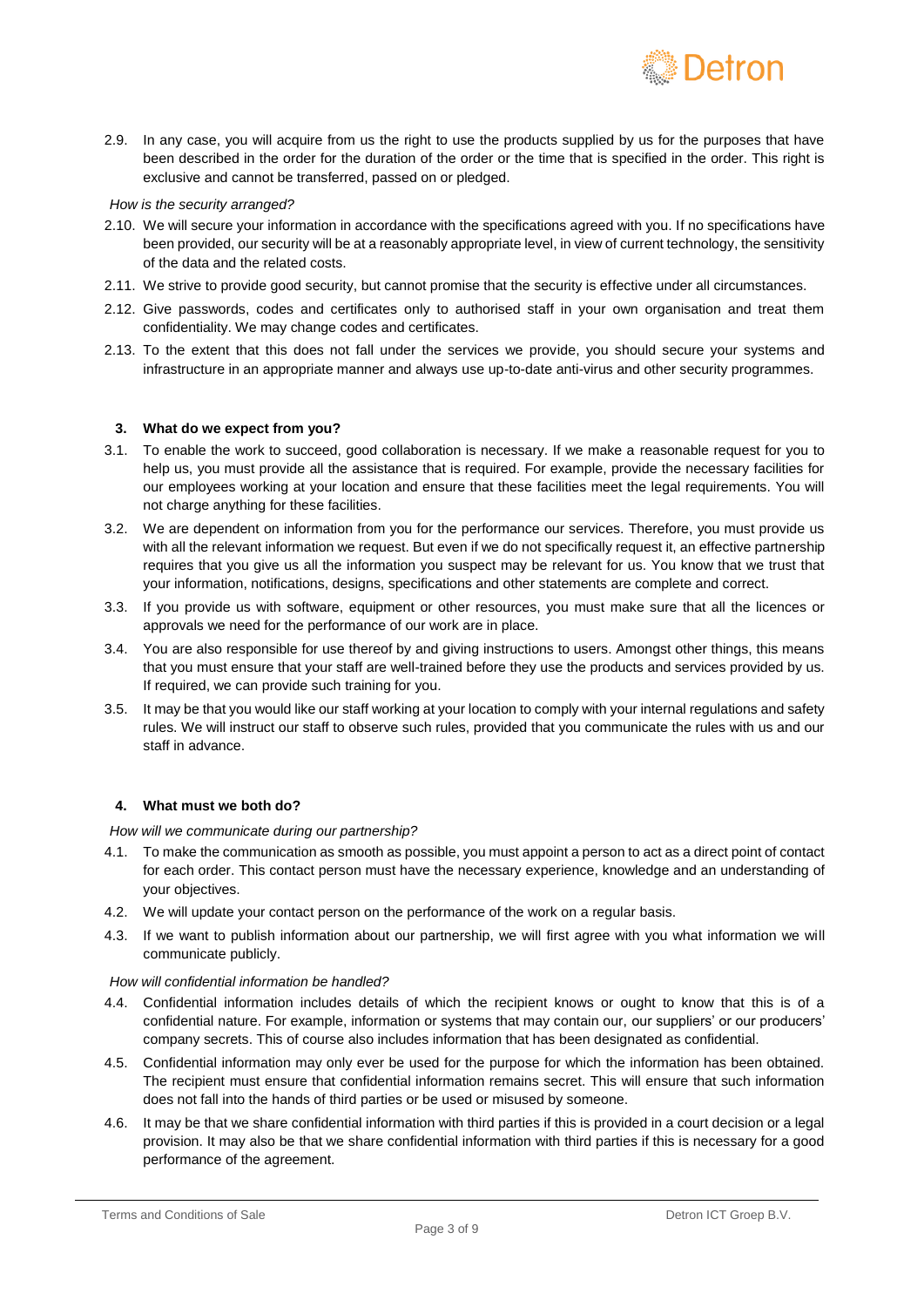2.9. In any case, you will acquire from us the right to use the products supplied by us for the purposes that have been described in the order for the duration of the order or the time that is specified in the order. This right is exclusive and cannot be transferred, passed on or pledged.

*How is the security arranged?*

2.10. We will secure your information in accordance with the specifications agreed with you. If no specifications have been provided, our security will be at a reasonably appropriate level, in view of current technology, the sensitivity of the data and the related costs.

2.11. We strive to provide good security, but cannot promise that the security is effective under all circumstances.

2.12. Give passwords, codes and certificates only to authorised staff in your own organisation and treat them confidentiality. We may change codes and certificates.

2.13. To the extent that this does not fall under the services we provide, you should secure your systems and infrastructure in an appropriate manner and always use up-to-date anti-virus and other security programmes.

## 3. What do we expect from you?

3.1. To enable the work to succeed, good collaboration is necessary. If we make a reasonable request for you to help us, you must provide all the assistance that is required. For example, provide the necessary facilities for our employees working at your location and ensure that these facilities meet the legal requirements. You will not charge anything for these facilities.

3.2. We are dependent on information from you for the performance our services. Therefore, you must provide us with all the relevant information we request. But even if we do not specifically request it, an effective partnership requires that you give us all the information you suspect may be relevant for us. You know that we trust that your information, notifications, designs, specifications and other statements are complete and correct.

3.3. If you provide us with software, equipment or other resources, you must make sure that all the licences or approvals we need for the performance of our work are in place.

3.4. You are also responsible for use thereof by and giving instructions to users. Amongst other things, this means that you must ensure that your staff are well-trained before they use the products and services provided by us. If required, we can provide such training for you.

3.5. It may be that you would like our staff working at your location to comply with your internal regulations and safety rules. We will instruct our staff to observe such rules, provided that you communicate the rules with us and our staff in advance.

## 4. What must we both do?

*How will we communicate during our partnership?*

4.1. To make the communication as smooth as possible, you must appoint a person to act as a direct point of contact for each order. This contact person must have the necessary experience, knowledge and an understanding of your objectives.

4.2. We will update your contact person on the performance of the work on a regular basis.

4.3. If we want to publish information about our partnership, we will first agree with you what information we will communicate publicly.

*How will confidential information be handled?*

4.4. Confidential information includes details of which the recipient knows or ought to know that this is of a confidential nature. For example, information or systems that may contain our, our suppliers' or our producers' company secrets. This of course also includes information that has been designated as confidential.

4.5. Confidential information may only ever be used for the purpose for which the information has been obtained. The recipient must ensure that confidential information remains secret. This will ensure that such information does not fall into the hands of third parties or be used or misused by someone.

4.6. It may be that we share confidential information with third parties if this is provided in a court decision or a legal provision. It may also be that we share confidential information with third parties if this is necessary for a good performance of the agreement.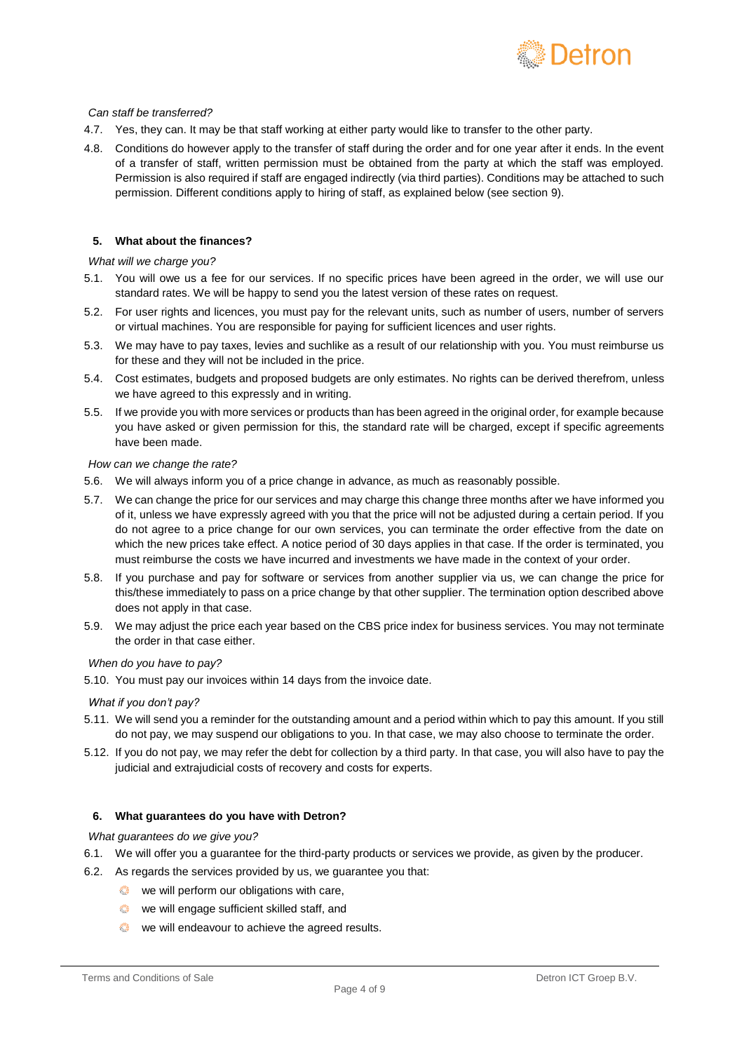*Can staff be transferred?*

4.7. Yes, they can. It may be that staff working at either party would like to transfer to the other party.

4.8. Conditions do however apply to the transfer of staff during the order and for one year after it ends. In the event of a transfer of staff, written permission must be obtained from the party at which the staff was employed. Permission is also required if staff are engaged indirectly (via third parties). Conditions may be attached to such permission. Different conditions apply to hiring of staff, as explained below (see section 9).

## 5. What about the finances?

*What will we charge you?*

5.1. You will owe us a fee for our services. If no specific prices have been agreed in the order, we will use our standard rates. We will be happy to send you the latest version of these rates on request.

5.2. For user rights and licences, you must pay for the relevant units, such as number of users, number of servers or virtual machines. You are responsible for paying for sufficient licences and user rights.

5.3. We may have to pay taxes, levies and suchlike as a result of our relationship with you. You must reimburse us for these and they will not be included in the price.

5.4. Cost estimates, budgets and proposed budgets are only estimates. No rights can be derived therefrom, unless we have agreed to this expressly and in writing.

5.5. If we provide you with more services or products than has been agreed in the original order, for example because you have asked or given permission for this, the standard rate will be charged, except if specific agreements have been made.

*How can we change the rate?*

5.6. We will always inform you of a price change in advance, as much as reasonably possible.

5.7. We can change the price for our services and may charge this change three months after we have informed you of it, unless we have expressly agreed with you that the price will not be adjusted during a certain period. If you do not agree to a price change for our own services, you can terminate the order effective from the date on which the new prices take effect. A notice period of 30 days applies in that case. If the order is terminated, you must reimburse the costs we have incurred and investments we have made in the context of your order.

5.8. If you purchase and pay for software or services from another supplier via us, we can change the price for this/these immediately to pass on a price change by that other supplier. The termination option described above does not apply in that case.

5.9. We may adjust the price each year based on the CBS price index for business services. You may not terminate the order in that case either.

*When do you have to pay?*

5.10. You must pay our invoices within 14 days from the invoice date.

*What if you don't pay?*

5.11. We will send you a reminder for the outstanding amount and a period within which to pay this amount. If you still do not pay, we may suspend our obligations to you. In that case, we may also choose to terminate the order.

5.12. If you do not pay, we may refer the debt for collection by a third party. In that case, you will also have to pay the judicial and extrajudicial costs of recovery and costs for experts.

## 6. What guarantees do you have with Detron?

*What guarantees do we give you?*

6.1. We will offer you a guarantee for the third-party products or services we provide, as given by the producer.

6.2. As regards the services provided by us, we guarantee you that:

- we will perform our obligations with care,
- we will engage sufficient skilled staff, and
- we will endeavour to achieve the agreed results.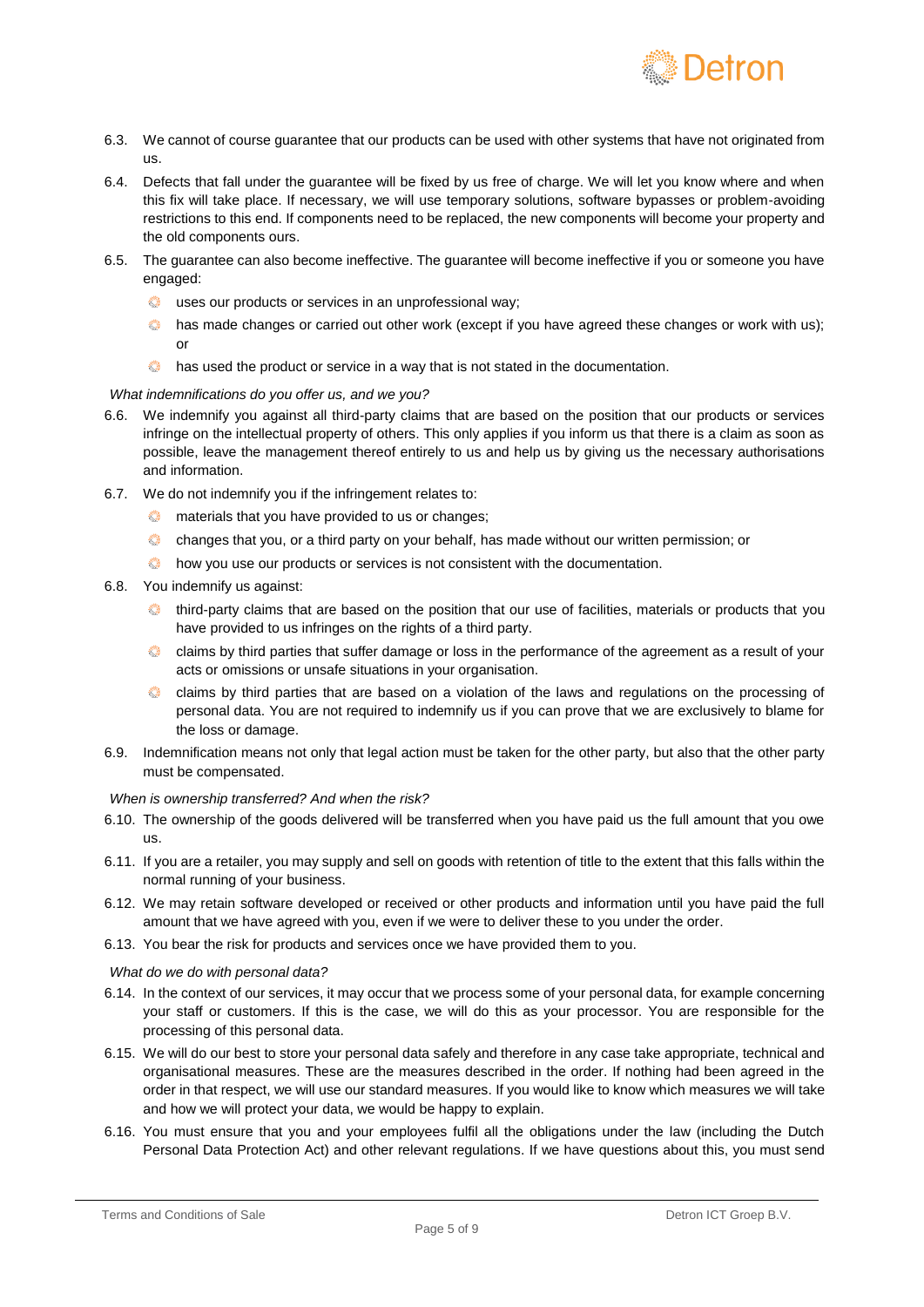6.3. We cannot of course guarantee that our products can be used with other systems that have not originated from us.

6.4. Defects that fall under the guarantee will be fixed by us free of charge. We will let you know where and when this fix will take place. If necessary, we will use temporary solutions, software bypasses or problem-avoiding restrictions to this end. If components need to be replaced, the new components will become your property and the old components ours.

6.5. The guarantee can also become ineffective. The guarantee will become ineffective if you or someone you have engaged:

- uses our products or services in an unprofessional way;
- has made changes or carried out other work (except if you have agreed these changes or work with us); or
- has used the product or service in a way that is not stated in the documentation.

*What indemnifications do you offer us, and we you?*

6.6. We indemnify you against all third-party claims that are based on the position that our products or services infringe on the intellectual property of others. This only applies if you inform us that there is a claim as soon as possible, leave the management thereof entirely to us and help us by giving us the necessary authorisations and information.

6.7. We do not indemnify you if the infringement relates to:

- materials that you have provided to us or changes;
- changes that you, or a third party on your behalf, has made without our written permission; or
- how you use our products or services is not consistent with the documentation.

6.8. You indemnify us against:

- third-party claims that are based on the position that our use of facilities, materials or products that you have provided to us infringes on the rights of a third party.
- claims by third parties that suffer damage or loss in the performance of the agreement as a result of your acts or omissions or unsafe situations in your organisation.
- claims by third parties that are based on a violation of the laws and regulations on the processing of personal data. You are not required to indemnify us if you can prove that we are exclusively to blame for the loss or damage.

6.9. Indemnification means not only that legal action must be taken for the other party, but also that the other party must be compensated.

*When is ownership transferred? And when the risk?*

6.10. The ownership of the goods delivered will be transferred when you have paid us the full amount that you owe us.

6.11. If you are a retailer, you may supply and sell on goods with retention of title to the extent that this falls within the normal running of your business.

6.12. We may retain software developed or received or other products and information until you have paid the full amount that we have agreed with you, even if we were to deliver these to you under the order.

6.13. You bear the risk for products and services once we have provided them to you.

*What do we do with personal data?*

6.14. In the context of our services, it may occur that we process some of your personal data, for example concerning your staff or customers. If this is the case, we will do this as your processor. You are responsible for the processing of this personal data.

6.15. We will do our best to store your personal data safely and therefore in any case take appropriate, technical and organisational measures. These are the measures described in the order. If nothing had been agreed in the order in that respect, we will use our standard measures. If you would like to know which measures we will take and how we will protect your data, we would be happy to explain.

6.16. You must ensure that you and your employees fulfil all the obligations under the law (including the Dutch Personal Data Protection Act) and other relevant regulations. If we have questions about this, you must send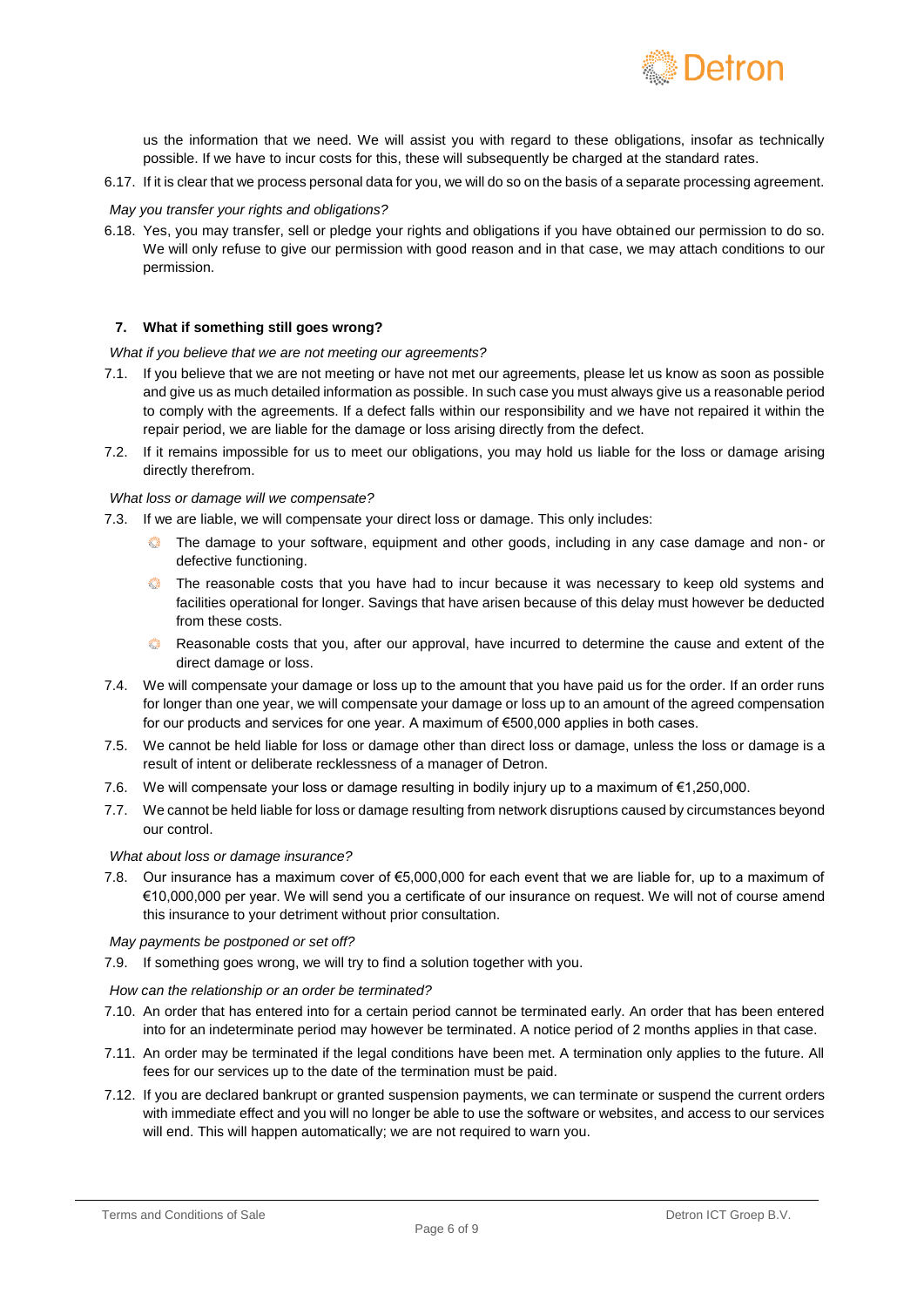us the information that we need. We will assist you with regard to these obligations, insofar as technically possible. If we have to incur costs for this, these will subsequently be charged at the standard rates.

6.17. If it is clear that we process personal data for you, we will do so on the basis of a separate processing agreement.

*May you transfer your rights and obligations?*

6.18. Yes, you may transfer, sell or pledge your rights and obligations if you have obtained our permission to do so. We will only refuse to give our permission with good reason and in that case, we may attach conditions to our permission.

## 7. What if something still goes wrong?

*What if you believe that we are not meeting our agreements?*

7.1. If you believe that we are not meeting or have not met our agreements, please let us know as soon as possible and give us as much detailed information as possible. In such case you must always give us a reasonable period to comply with the agreements. If a defect falls within our responsibility and we have not repaired it within the repair period, we are liable for the damage or loss arising directly from the defect.

7.2. If it remains impossible for us to meet our obligations, you may hold us liable for the loss or damage arising directly therefrom.

*What loss or damage will we compensate?*

7.3. If we are liable, we will compensate your direct loss or damage. This only includes:

- The damage to your software, equipment and other goods, including in any case damage and non- or defective functioning.
- The reasonable costs that you have had to incur because it was necessary to keep old systems and facilities operational for longer. Savings that have arisen because of this delay must however be deducted from these costs.
- Reasonable costs that you, after our approval, have incurred to determine the cause and extent of the direct damage or loss.

7.4. We will compensate your damage or loss up to the amount that you have paid us for the order. If an order runs for longer than one year, we will compensate your damage or loss up to an amount of the agreed compensation for our products and services for one year. A maximum of €500,000 applies in both cases.

7.5. We cannot be held liable for loss or damage other than direct loss or damage, unless the loss or damage is a result of intent or deliberate recklessness of a manager of Detron.

7.6. We will compensate your loss or damage resulting in bodily injury up to a maximum of €1,250,000.

7.7. We cannot be held liable for loss or damage resulting from network disruptions caused by circumstances beyond our control.

*What about loss or damage insurance?*

7.8. Our insurance has a maximum cover of €5,000,000 for each event that we are liable for, up to a maximum of €10,000,000 per year. We will send you a certificate of our insurance on request. We will not of course amend this insurance to your detriment without prior consultation.

*May payments be postponed or set off?*

7.9. If something goes wrong, we will try to find a solution together with you.

*How can the relationship or an order be terminated?*

7.10. An order that has entered into for a certain period cannot be terminated early. An order that has been entered into for an indeterminate period may however be terminated. A notice period of 2 months applies in that case.

7.11. An order may be terminated if the legal conditions have been met. A termination only applies to the future. All fees for our services up to the date of the termination must be paid.

7.12. If you are declared bankrupt or granted suspension payments, we can terminate or suspend the current orders with immediate effect and you will no longer be able to use the software or websites, and access to our services will end. This will happen automatically; we are not required to warn you.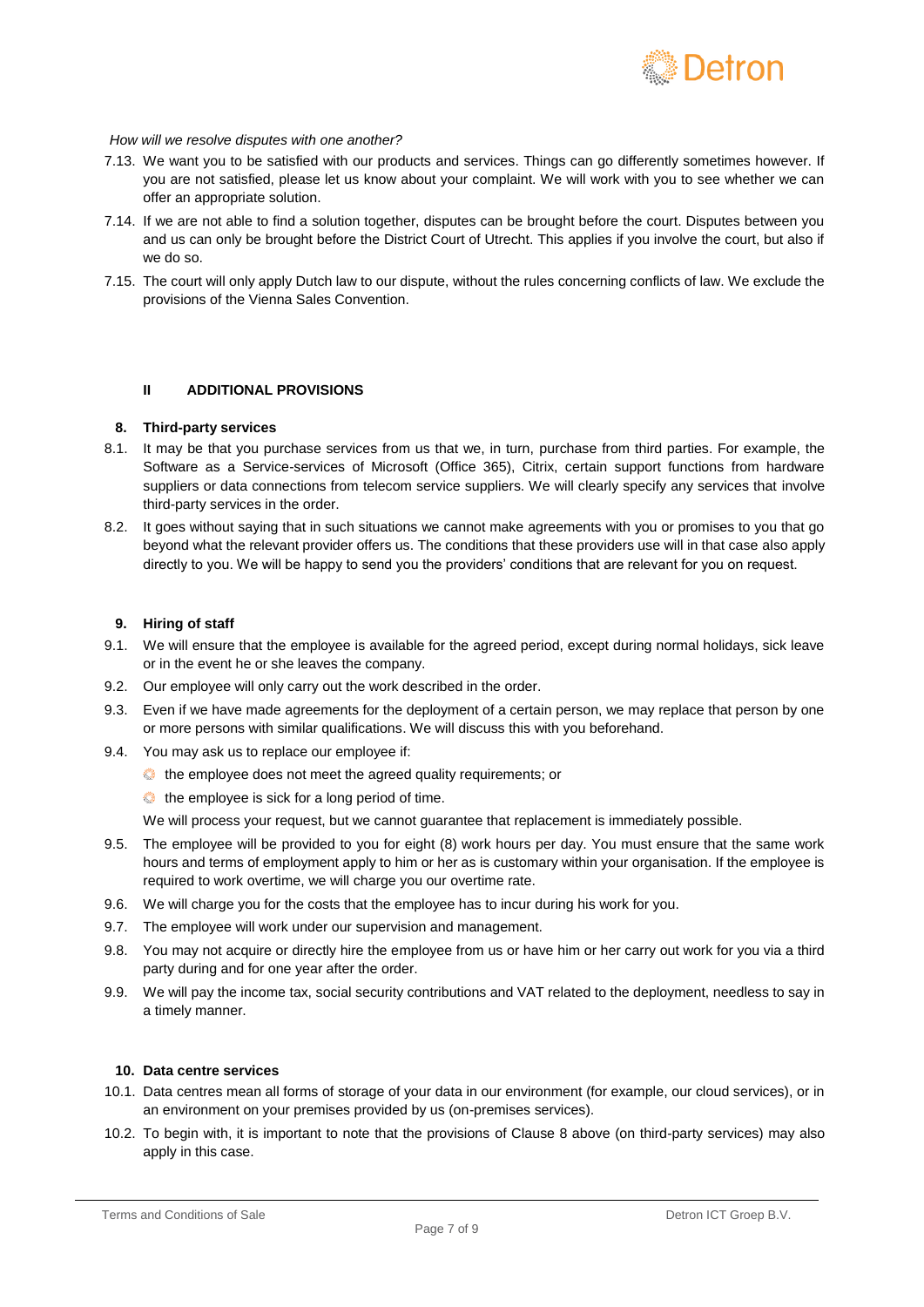*How will we resolve disputes with one another?*

7.13. We want you to be satisfied with our products and services. Things can go differently sometimes however. If you are not satisfied, please let us know about your complaint. We will work with you to see whether we can offer an appropriate solution.

7.14. If we are not able to find a solution together, disputes can be brought before the court. Disputes between you and us can only be brought before the District Court of Utrecht. This applies if you involve the court, but also if we do so.

7.15. The court will only apply Dutch law to our dispute, without the rules concerning conflicts of law. We exclude the provisions of the Vienna Sales Convention.

## II ADDITIONAL PROVISIONS

### 8. Third-party services

8.1. It may be that you purchase services from us that we, in turn, purchase from third parties. For example, the Software as a Service-services of Microsoft (Office 365), Citrix, certain support functions from hardware suppliers or data connections from telecom service suppliers. We will clearly specify any services that involve third-party services in the order.

8.2. It goes without saying that in such situations we cannot make agreements with you or promises to you that go beyond what the relevant provider offers us. The conditions that these providers use will in that case also apply directly to you. We will be happy to send you the providers' conditions that are relevant for you on request.

### 9. Hiring of staff

9.1. We will ensure that the employee is available for the agreed period, except during normal holidays, sick leave or in the event he or she leaves the company.

9.2. Our employee will only carry out the work described in the order.

9.3. Even if we have made agreements for the deployment of a certain person, we may replace that person by one or more persons with similar qualifications. We will discuss this with you beforehand.

9.4. You may ask us to replace our employee if:

- the employee does not meet the agreed quality requirements; or
- the employee is sick for a long period of time.

We will process your request, but we cannot guarantee that replacement is immediately possible.

9.5. The employee will be provided to you for eight (8) work hours per day. You must ensure that the same work hours and terms of employment apply to him or her as is customary within your organisation. If the employee is required to work overtime, we will charge you our overtime rate.

9.6. We will charge you for the costs that the employee has to incur during his work for you.

9.7. The employee will work under our supervision and management.

9.8. You may not acquire or directly hire the employee from us or have him or her carry out work for you via a third party during and for one year after the order.

9.9. We will pay the income tax, social security contributions and VAT related to the deployment, needless to say in a timely manner.

### 10. Data centre services

10.1. Data centres mean all forms of storage of your data in our environment (for example, our cloud services), or in an environment on your premises provided by us (on-premises services).

10.2. To begin with, it is important to note that the provisions of Clause 8 above (on third-party services) may also apply in this case.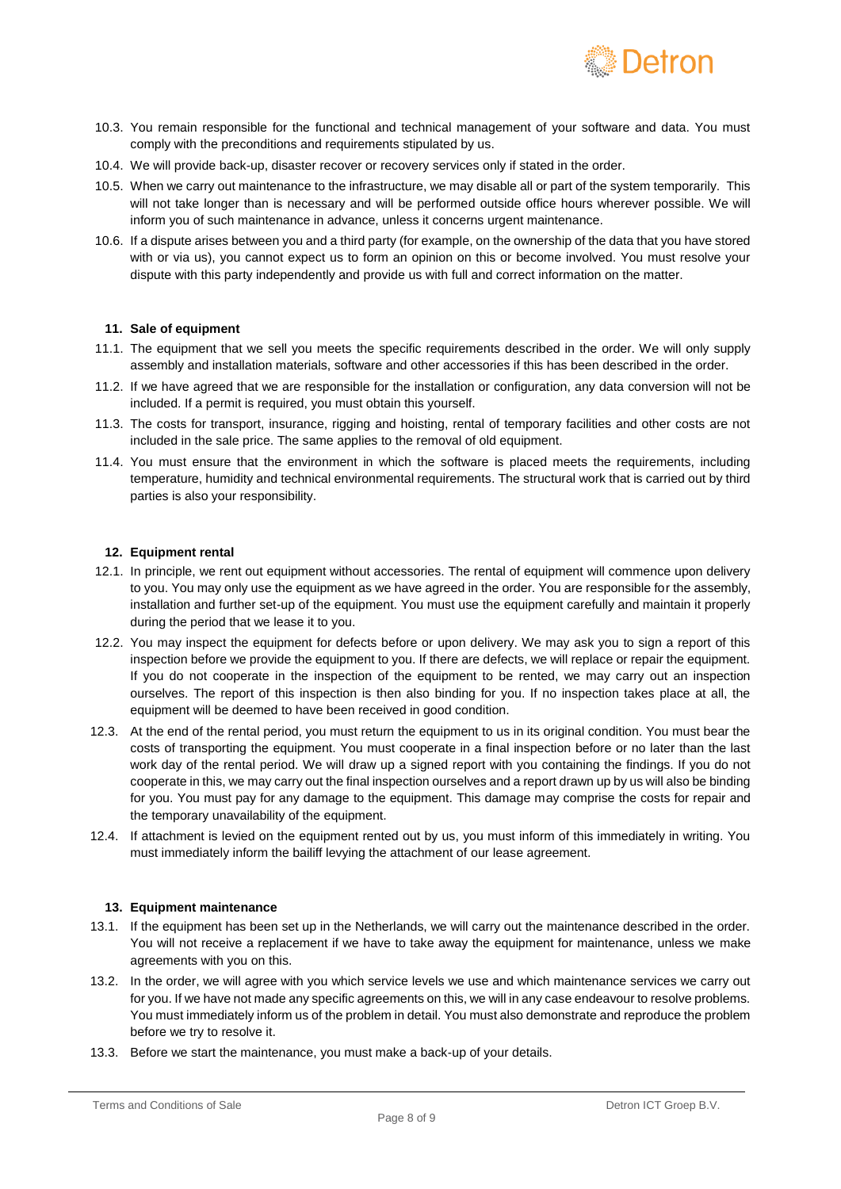10.3. You remain responsible for the functional and technical management of your software and data. You must comply with the preconditions and requirements stipulated by us.

10.4. We will provide back-up, disaster recover or recovery services only if stated in the order.

10.5. When we carry out maintenance to the infrastructure, we may disable all or part of the system temporarily. This will not take longer than is necessary and will be performed outside office hours wherever possible. We will inform you of such maintenance in advance, unless it concerns urgent maintenance.

10.6. If a dispute arises between you and a third party (for example, on the ownership of the data that you have stored with or via us), you cannot expect us to form an opinion on this or become involved. You must resolve your dispute with this party independently and provide us with full and correct information on the matter.

### 11. Sale of equipment

11.1. The equipment that we sell you meets the specific requirements described in the order. We will only supply assembly and installation materials, software and other accessories if this has been described in the order.

11.2. If we have agreed that we are responsible for the installation or configuration, any data conversion will not be included. If a permit is required, you must obtain this yourself.

11.3. The costs for transport, insurance, rigging and hoisting, rental of temporary facilities and other costs are not included in the sale price. The same applies to the removal of old equipment.

11.4. You must ensure that the environment in which the software is placed meets the requirements, including temperature, humidity and technical environmental requirements. The structural work that is carried out by third parties is also your responsibility.

### 12. Equipment rental

12.1. In principle, we rent out equipment without accessories. The rental of equipment will commence upon delivery to you. You may only use the equipment as we have agreed in the order. You are responsible for the assembly, installation and further set-up of the equipment. You must use the equipment carefully and maintain it properly during the period that we lease it to you.

12.2. You may inspect the equipment for defects before or upon delivery. We may ask you to sign a report of this inspection before we provide the equipment to you. If there are defects, we will replace or repair the equipment. If you do not cooperate in the inspection of the equipment to be rented, we may carry out an inspection ourselves. The report of this inspection is then also binding for you. If no inspection takes place at all, the equipment will be deemed to have been received in good condition.

12.3. At the end of the rental period, you must return the equipment to us in its original condition. You must bear the costs of transporting the equipment. You must cooperate in a final inspection before or no later than the last work day of the rental period. We will draw up a signed report with you containing the findings. If you do not cooperate in this, we may carry out the final inspection ourselves and a report drawn up by us will also be binding for you. You must pay for any damage to the equipment. This damage may comprise the costs for repair and the temporary unavailability of the equipment.

12.4. If attachment is levied on the equipment rented out by us, you must inform of this immediately in writing. You must immediately inform the bailiff levying the attachment of our lease agreement.

### 13. Equipment maintenance

13.1. If the equipment has been set up in the Netherlands, we will carry out the maintenance described in the order. You will not receive a replacement if we have to take away the equipment for maintenance, unless we make agreements with you on this.

13.2. In the order, we will agree with you which service levels we use and which maintenance services we carry out for you. If we have not made any specific agreements on this, we will in any case endeavour to resolve problems. You must immediately inform us of the problem in detail. You must also demonstrate and reproduce the problem before we try to resolve it.

13.3. Before we start the maintenance, you must make a back-up of your details.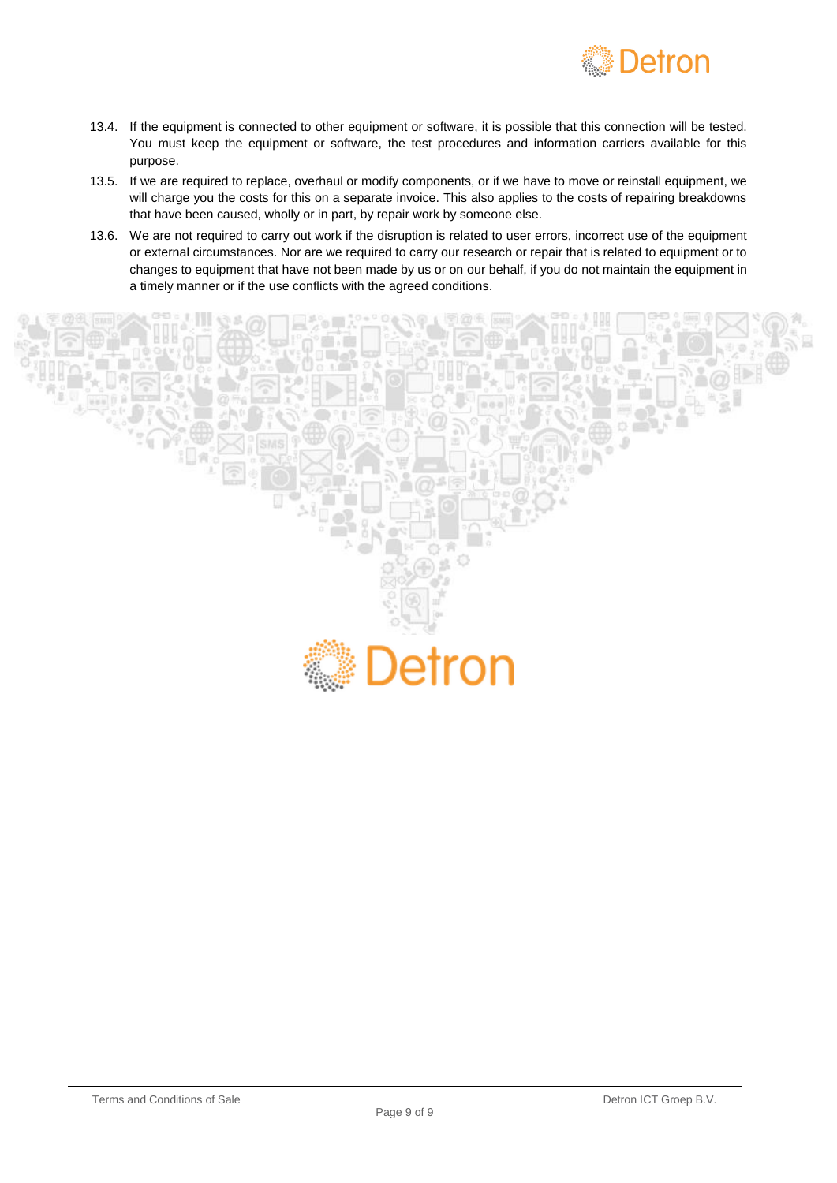13.4. If the equipment is connected to other equipment or software, it is possible that this connection will be tested. You must keep the equipment or software, the test procedures and information carriers available for this purpose.

13.5. If we are required to replace, overhaul or modify components, or if we have to move or reinstall equipment, we will charge you the costs for this on a separate invoice. This also applies to the costs of repairing breakdowns that have been caused, wholly or in part, by repair work by someone else.

13.6. We are not required to carry out work if the disruption is related to user errors, incorrect use of the equipment or external circumstances. Nor are we required to carry our research or repair that is related to equipment or to changes to equipment that have not been made by us or on our behalf, if you do not maintain the equipment in a timely manner or if the use conflicts with the agreed conditions.